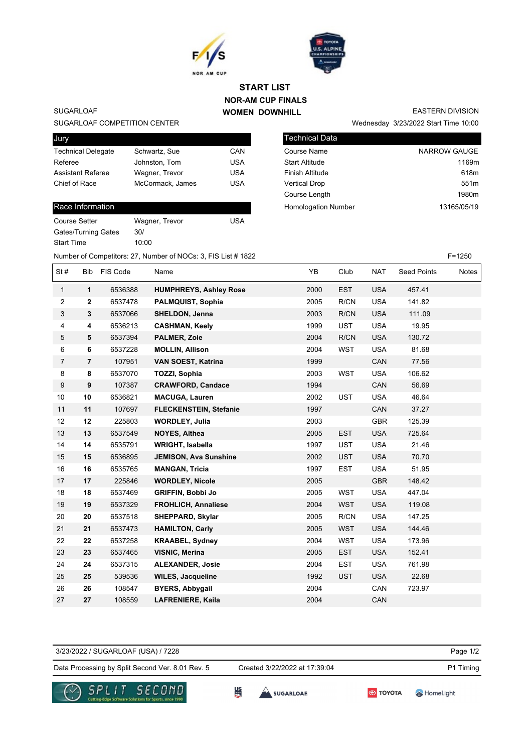# START LIST

## NOR-AM CUP FINALS

## WOMEN DOWNHILL

SUGARLOAF
SUGARLOAF COMPETITION CENTER

EASTERN DIVISION
Wednesday 3/23/2022 Start Time 10:00

| Jury | | |
|---|---|---|
| Technical Delegate | Schwartz, Sue | CAN |
| Referee | Johnston, Tom | USA |
| Assistant Referee | Wagner, Trevor | USA |
| Chief of Race | McCormack, James | USA |

| Technical Data | |
|---|---|
| Course Name | NARROW GAUGE |
| Start Altitude | 1169m |
| Finish Altitude | 618m |
| Vertical Drop | 551m |
| Course Length | 1980m |
| Homologation Number | 13165/05/19 |

| Race Information | | |
|---|---|---|
| Course Setter | Wagner, Trevor | USA |
| Gates/Turning Gates | 30/ | |
| Start Time | 10:00 | |

Number of Competitors: 27, Number of NOCs: 3, FIS List # 1822

F=1250

| St # | Bib | FIS Code | Name | YB | Club | NAT | Seed Points | Notes |
|---|---|---|---|---|---|---|---|---|
| 1 | **1** | 6536388 | **HUMPHREYS, Ashley Rose** | 2000 | EST | USA | 457.41 | |
| 2 | **2** | 6537478 | **PALMQUIST, Sophia** | 2005 | R/CN | USA | 141.82 | |
| 3 | **3** | 6537066 | **SHELDON, Jenna** | 2003 | R/CN | USA | 111.09 | |
| 4 | **4** | 6536213 | **CASHMAN, Keely** | 1999 | UST | USA | 19.95 | |
| 5 | **5** | 6537394 | **PALMER, Zoie** | 2004 | R/CN | USA | 130.72 | |
| 6 | **6** | 6537228 | **MOLLIN, Allison** | 2004 | WST | USA | 81.68 | |
| 7 | **7** | 107951 | **VAN SOEST, Katrina** | 1999 | | CAN | 77.56 | |
| 8 | **8** | 6537070 | **TOZZI, Sophia** | 2003 | WST | USA | 106.62 | |
| 9 | **9** | 107387 | **CRAWFORD, Candace** | 1994 | | CAN | 56.69 | |
| 10 | **10** | 6536821 | **MACUGA, Lauren** | 2002 | UST | USA | 46.64 | |
| 11 | **11** | 107697 | **FLECKENSTEIN, Stefanie** | 1997 | | CAN | 37.27 | |
| 12 | **12** | 225803 | **WORDLEY, Julia** | 2003 | | GBR | 125.39 | |
| 13 | **13** | 6537549 | **NOYES, Althea** | 2005 | EST | USA | 725.64 | |
| 14 | **14** | 6535791 | **WRIGHT, Isabella** | 1997 | UST | USA | 21.46 | |
| 15 | **15** | 6536895 | **JEMISON, Ava Sunshine** | 2002 | UST | USA | 70.70 | |
| 16 | **16** | 6535765 | **MANGAN, Tricia** | 1997 | EST | USA | 51.95 | |
| 17 | **17** | 225846 | **WORDLEY, Nicole** | 2005 | | GBR | 148.42 | |
| 18 | **18** | 6537469 | **GRIFFIN, Bobbi Jo** | 2005 | WST | USA | 447.04 | |
| 19 | **19** | 6537329 | **FROHLICH, Annaliese** | 2004 | WST | USA | 119.08 | |
| 20 | **20** | 6537518 | **SHEPPARD, Skylar** | 2005 | R/CN | USA | 147.25 | |
| 21 | **21** | 6537473 | **HAMILTON, Carly** | 2005 | WST | USA | 144.46 | |
| 22 | **22** | 6537258 | **KRAABEL, Sydney** | 2004 | WST | USA | 173.96 | |
| 23 | **23** | 6537465 | **VISNIC, Merina** | 2005 | EST | USA | 152.41 | |
| 24 | **24** | 6537315 | **ALEXANDER, Josie** | 2004 | EST | USA | 761.98 | |
| 25 | **25** | 539536 | **WILES, Jacqueline** | 1992 | UST | USA | 22.68 | |
| 26 | **26** | 108547 | **BYERS, Abbygail** | 2004 | | CAN | 723.97 | |
| 27 | **27** | 108559 | **LAFRENIERE, Kaila** | 2004 | | CAN | | |

3/23/2022 / SUGARLOAF (USA) / 7228

Data Processing by Split Second Ver. 8.01 Rev. 5 — Created 3/22/2022 at 17:39:04 — P1 Timing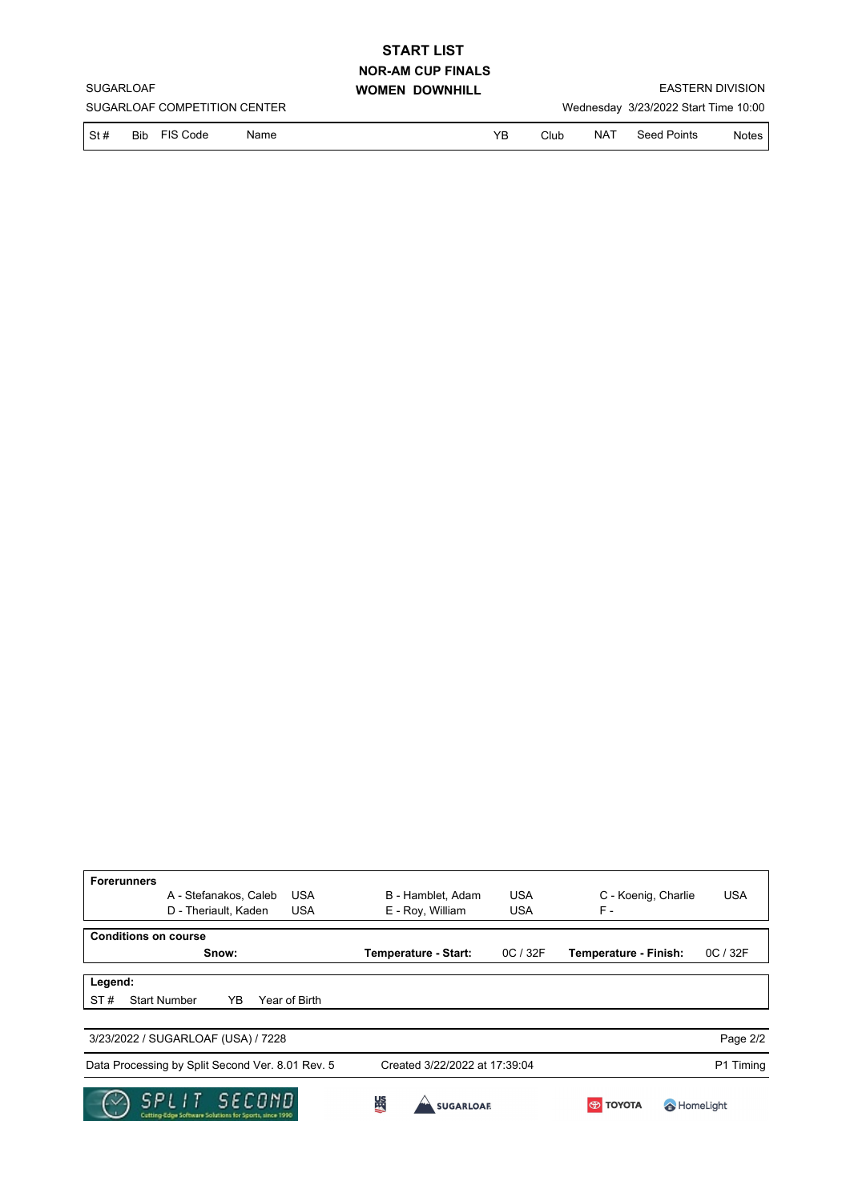# START LIST

## NOR-AM CUP FINALS

## WOMEN DOWNHILL

SUGARLOAF
SUGARLOAF COMPETITION CENTER

EASTERN DIVISION
Wednesday 3/23/2022 Start Time 10:00

| St # | Bib | FIS Code | Name | YB | Club | NAT | Seed Points | Notes |
|---|---|---|---|---|---|---|---|---|

**Forerunners**

| | | | | | |
|---|---|---|---|---|---|
| A - Stefanakos, Caleb | USA | B - Hamblet, Adam | USA | C - Koenig, Charlie | USA |
| D - Theriault, Kaden | USA | E - Roy, William | USA | F - | |

**Conditions on course**

| | | | | |
|---|---|---|---|---|
| **Snow:** | **Temperature - Start:** | 0C / 32F | **Temperature - Finish:** | 0C / 32F |

**Legend:**

ST # Start Number   YB Year of Birth

3/23/2022 / SUGARLOAF (USA) / 7228

Data Processing by Split Second Ver. 8.01 Rev. 5   Created 3/22/2022 at 17:39:04   P1 Timing